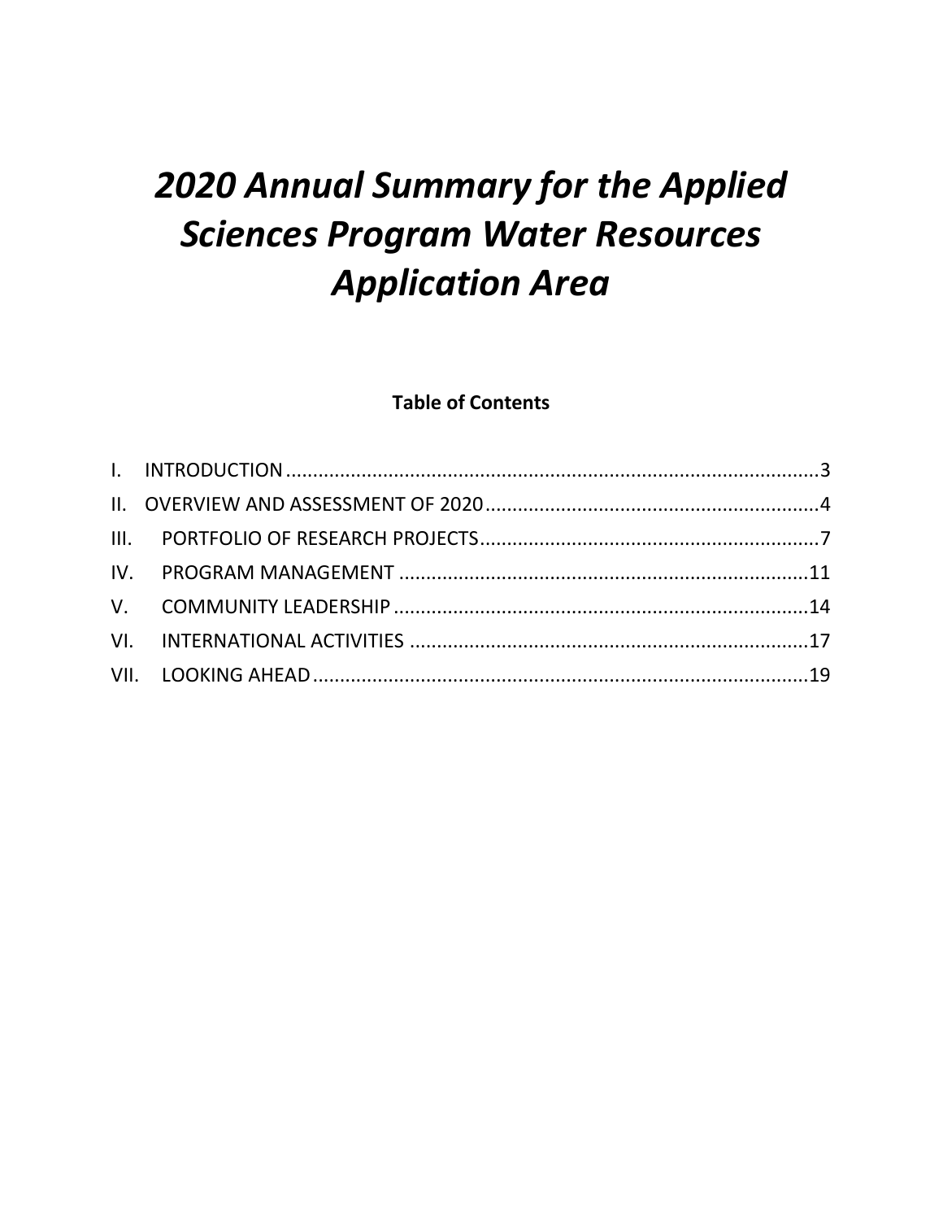# *2020 Annual Summary for the Applied Sciences Program Water Resources Application Area*

**Table of Contents**

I. INTRODUCTION ........................................................................................................3
II. OVERVIEW AND ASSESSMENT OF 2020 ..............................................................4
III. PORTFOLIO OF RESEARCH PROJECTS ................................................................7
IV. PROGRAM MANAGEMENT ..................................................................................11
V. COMMUNITY LEADERSHIP ....................................................................................14
VI. INTERNATIONAL ACTIVITIES ...............................................................................17
VII. LOOKING AHEAD ...................................................................................................19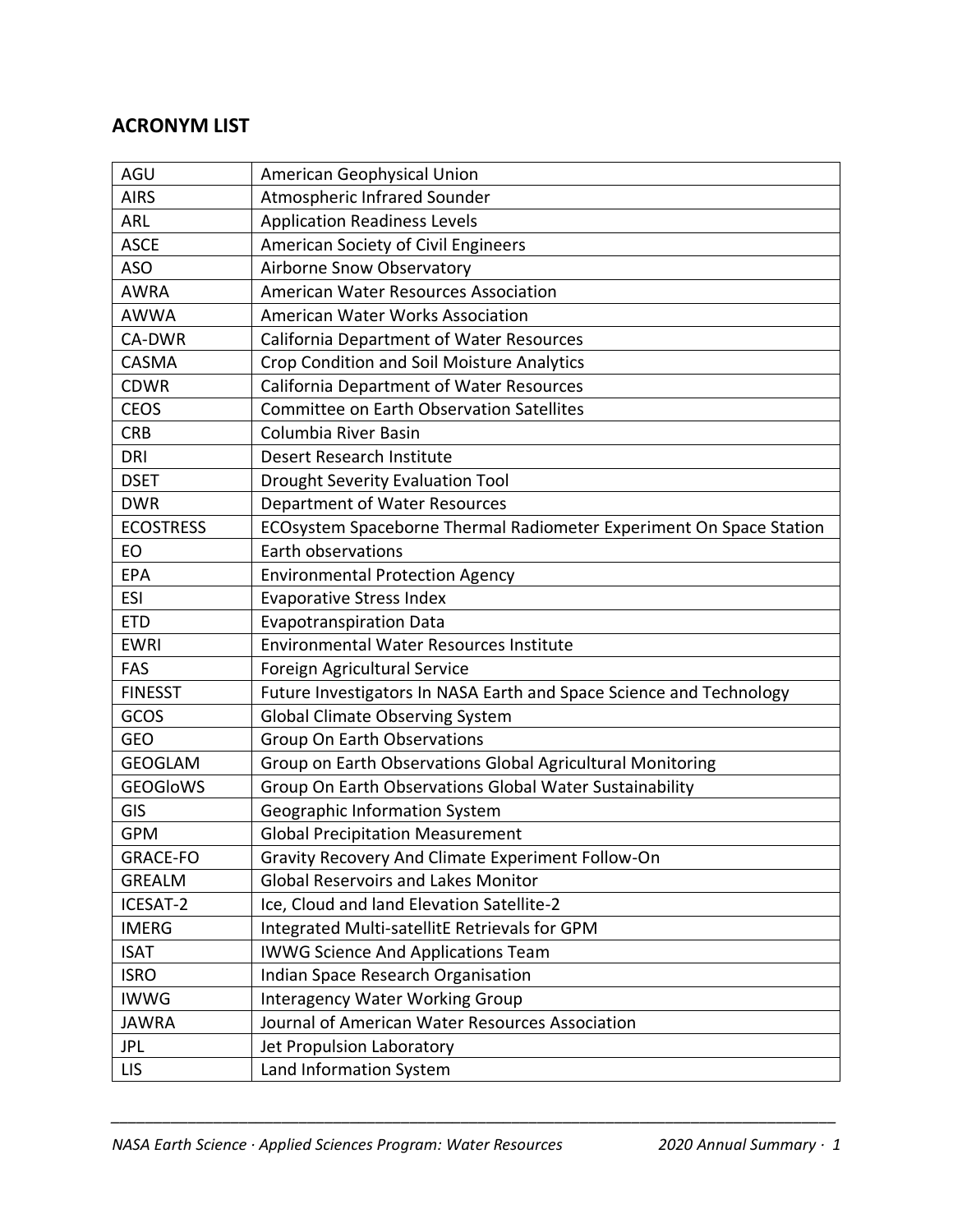## ACRONYM LIST

| AGU | American Geophysical Union |
|---|---|
| AIRS | Atmospheric Infrared Sounder |
| ARL | Application Readiness Levels |
| ASCE | American Society of Civil Engineers |
| ASO | Airborne Snow Observatory |
| AWRA | American Water Resources Association |
| AWWA | American Water Works Association |
| CA-DWR | California Department of Water Resources |
| CASMA | Crop Condition and Soil Moisture Analytics |
| CDWR | California Department of Water Resources |
| CEOS | Committee on Earth Observation Satellites |
| CRB | Columbia River Basin |
| DRI | Desert Research Institute |
| DSET | Drought Severity Evaluation Tool |
| DWR | Department of Water Resources |
| ECOSTRESS | ECOsystem Spaceborne Thermal Radiometer Experiment On Space Station |
| EO | Earth observations |
| EPA | Environmental Protection Agency |
| ESI | Evaporative Stress Index |
| ETD | Evapotranspiration Data |
| EWRI | Environmental Water Resources Institute |
| FAS | Foreign Agricultural Service |
| FINESST | Future Investigators In NASA Earth and Space Science and Technology |
| GCOS | Global Climate Observing System |
| GEO | Group On Earth Observations |
| GEOGLAM | Group on Earth Observations Global Agricultural Monitoring |
| GEOGloWS | Group On Earth Observations Global Water Sustainability |
| GIS | Geographic Information System |
| GPM | Global Precipitation Measurement |
| GRACE-FO | Gravity Recovery And Climate Experiment Follow-On |
| GREALM | Global Reservoirs and Lakes Monitor |
| ICESAT-2 | Ice, Cloud and land Elevation Satellite-2 |
| IMERG | Integrated Multi-satellitE Retrievals for GPM |
| ISAT | IWWG Science And Applications Team |
| ISRO | Indian Space Research Organisation |
| IWWG | Interagency Water Working Group |
| JAWRA | Journal of American Water Resources Association |
| JPL | Jet Propulsion Laboratory |
| LIS | Land Information System |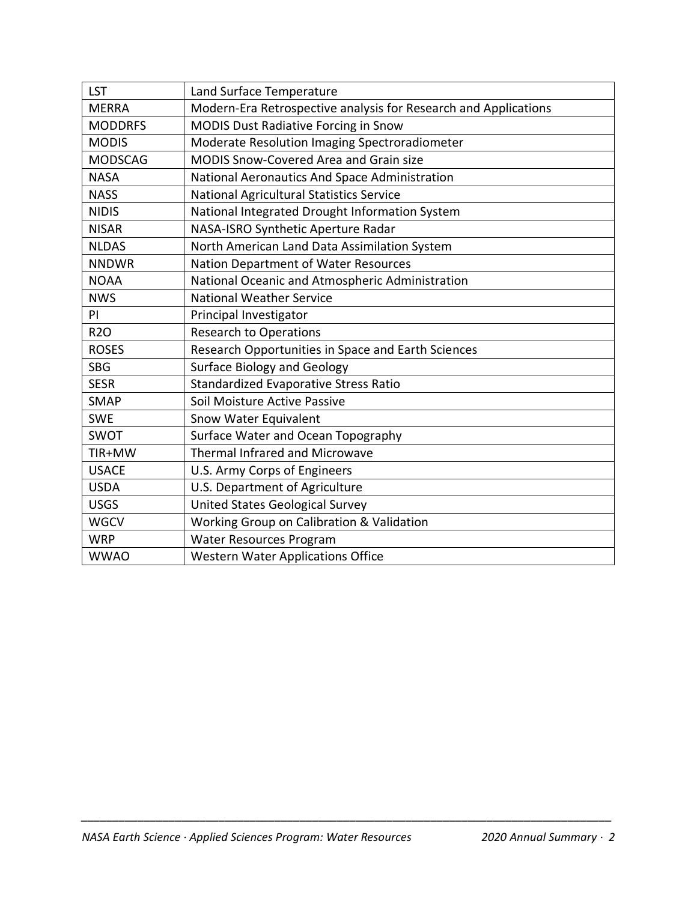| | |
|---|---|
| LST | Land Surface Temperature |
| MERRA | Modern-Era Retrospective analysis for Research and Applications |
| MODDRFS | MODIS Dust Radiative Forcing in Snow |
| MODIS | Moderate Resolution Imaging Spectroradiometer |
| MODSCAG | MODIS Snow-Covered Area and Grain size |
| NASA | National Aeronautics And Space Administration |
| NASS | National Agricultural Statistics Service |
| NIDIS | National Integrated Drought Information System |
| NISAR | NASA-ISRO Synthetic Aperture Radar |
| NLDAS | North American Land Data Assimilation System |
| NNDWR | Nation Department of Water Resources |
| NOAA | National Oceanic and Atmospheric Administration |
| NWS | National Weather Service |
| PI | Principal Investigator |
| R2O | Research to Operations |
| ROSES | Research Opportunities in Space and Earth Sciences |
| SBG | Surface Biology and Geology |
| SESR | Standardized Evaporative Stress Ratio |
| SMAP | Soil Moisture Active Passive |
| SWE | Snow Water Equivalent |
| SWOT | Surface Water and Ocean Topography |
| TIR+MW | Thermal Infrared and Microwave |
| USACE | U.S. Army Corps of Engineers |
| USDA | U.S. Department of Agriculture |
| USGS | United States Geological Survey |
| WGCV | Working Group on Calibration & Validation |
| WRP | Water Resources Program |
| WWAO | Western Water Applications Office |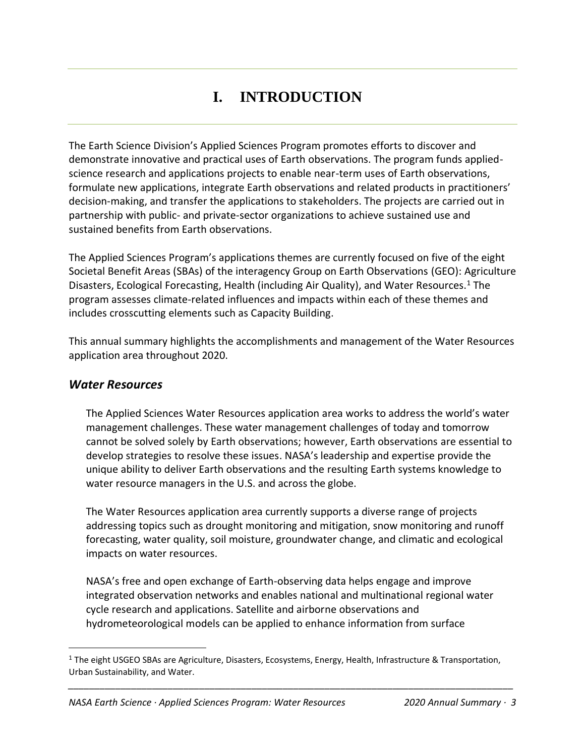# I. INTRODUCTION

The Earth Science Division's Applied Sciences Program promotes efforts to discover and demonstrate innovative and practical uses of Earth observations. The program funds applied-science research and applications projects to enable near-term uses of Earth observations, formulate new applications, integrate Earth observations and related products in practitioners' decision-making, and transfer the applications to stakeholders. The projects are carried out in partnership with public- and private-sector organizations to achieve sustained use and sustained benefits from Earth observations.

The Applied Sciences Program's applications themes are currently focused on five of the eight Societal Benefit Areas (SBAs) of the interagency Group on Earth Observations (GEO): Agriculture Disasters, Ecological Forecasting, Health (including Air Quality), and Water Resources.[1] The program assesses climate-related influences and impacts within each of these themes and includes crosscutting elements such as Capacity Building.

This annual summary highlights the accomplishments and management of the Water Resources application area throughout 2020.

## *Water Resources*

The Applied Sciences Water Resources application area works to address the world's water management challenges. These water management challenges of today and tomorrow cannot be solved solely by Earth observations; however, Earth observations are essential to develop strategies to resolve these issues. NASA's leadership and expertise provide the unique ability to deliver Earth observations and the resulting Earth systems knowledge to water resource managers in the U.S. and across the globe.

The Water Resources application area currently supports a diverse range of projects addressing topics such as drought monitoring and mitigation, snow monitoring and runoff forecasting, water quality, soil moisture, groundwater change, and climatic and ecological impacts on water resources.

NASA's free and open exchange of Earth-observing data helps engage and improve integrated observation networks and enables national and multinational regional water cycle research and applications. Satellite and airborne observations and hydrometeorological models can be applied to enhance information from surface

[1] The eight USGEO SBAs are Agriculture, Disasters, Ecosystems, Energy, Health, Infrastructure & Transportation, Urban Sustainability, and Water.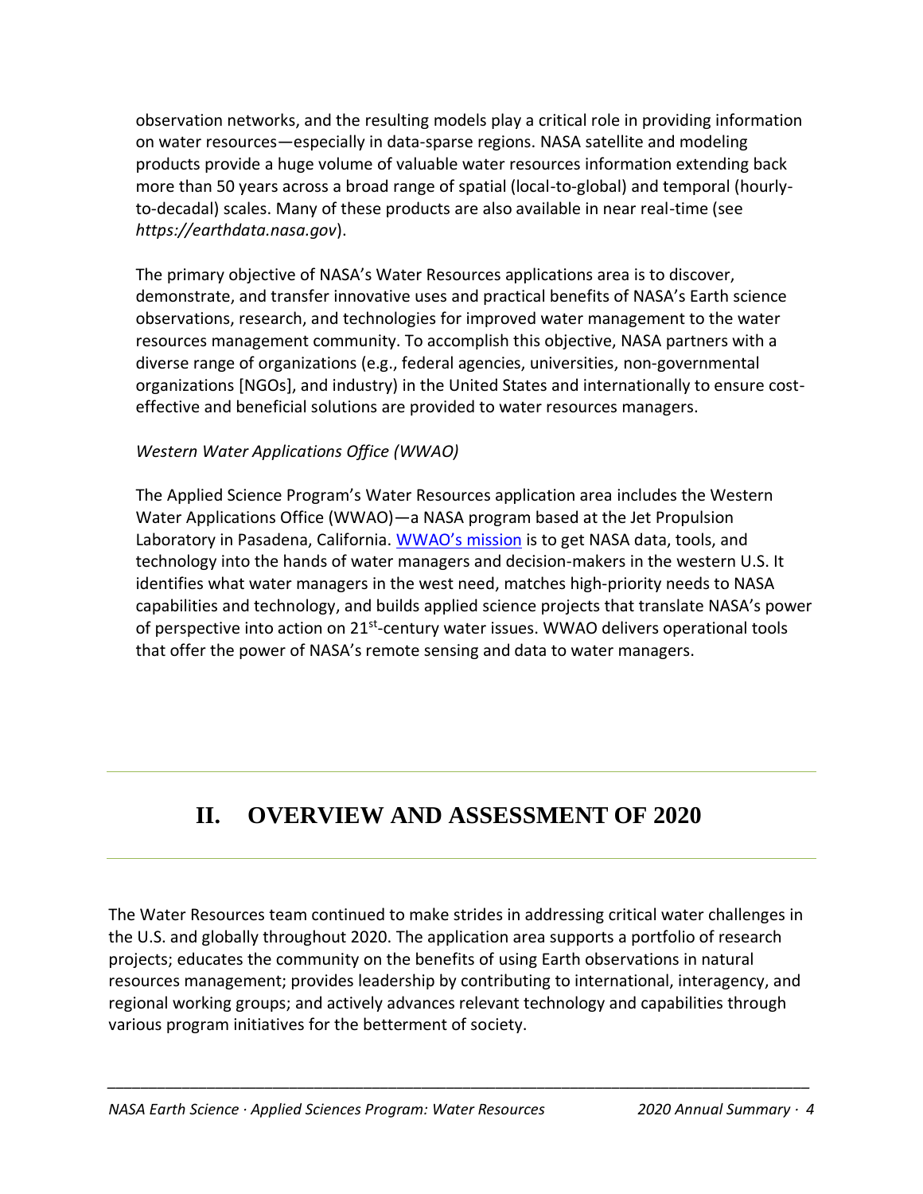observation networks, and the resulting models play a critical role in providing information on water resources—especially in data-sparse regions. NASA satellite and modeling products provide a huge volume of valuable water resources information extending back more than 50 years across a broad range of spatial (local-to-global) and temporal (hourly-to-decadal) scales. Many of these products are also available in near real-time (see *https://earthdata.nasa.gov*).

The primary objective of NASA's Water Resources applications area is to discover, demonstrate, and transfer innovative uses and practical benefits of NASA's Earth science observations, research, and technologies for improved water management to the water resources management community. To accomplish this objective, NASA partners with a diverse range of organizations (e.g., federal agencies, universities, non-governmental organizations [NGOs], and industry) in the United States and internationally to ensure cost-effective and beneficial solutions are provided to water resources managers.

*Western Water Applications Office (WWAO)*

The Applied Science Program's Water Resources application area includes the Western Water Applications Office (WWAO)—a NASA program based at the Jet Propulsion Laboratory in Pasadena, California. WWAO's mission is to get NASA data, tools, and technology into the hands of water managers and decision-makers in the western U.S. It identifies what water managers in the west need, matches high-priority needs to NASA capabilities and technology, and builds applied science projects that translate NASA's power of perspective into action on 21st-century water issues. WWAO delivers operational tools that offer the power of NASA's remote sensing and data to water managers.

## II. OVERVIEW AND ASSESSMENT OF 2020

The Water Resources team continued to make strides in addressing critical water challenges in the U.S. and globally throughout 2020. The application area supports a portfolio of research projects; educates the community on the benefits of using Earth observations in natural resources management; provides leadership by contributing to international, interagency, and regional working groups; and actively advances relevant technology and capabilities through various program initiatives for the betterment of society.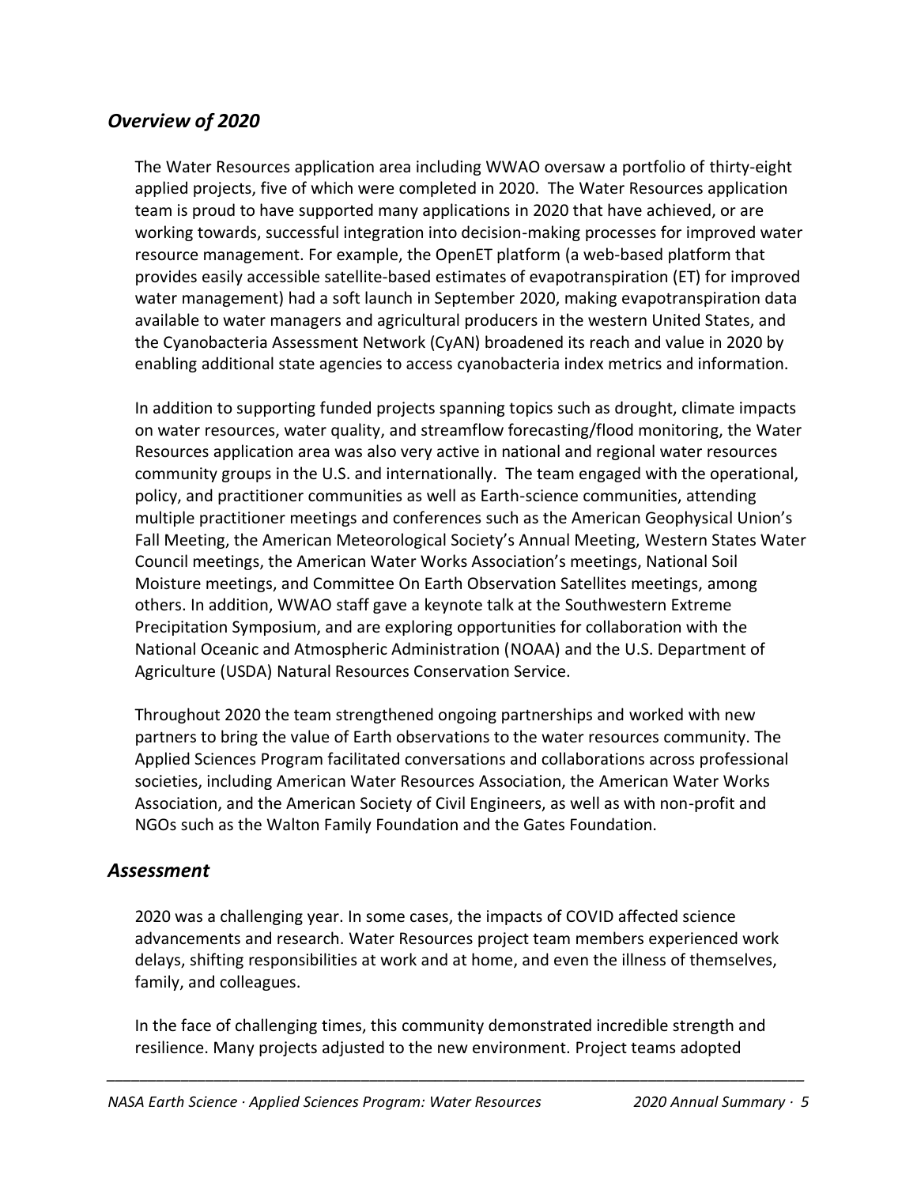## *Overview of 2020*

The Water Resources application area including WWAO oversaw a portfolio of thirty-eight applied projects, five of which were completed in 2020. The Water Resources application team is proud to have supported many applications in 2020 that have achieved, or are working towards, successful integration into decision-making processes for improved water resource management. For example, the OpenET platform (a web-based platform that provides easily accessible satellite-based estimates of evapotranspiration (ET) for improved water management) had a soft launch in September 2020, making evapotranspiration data available to water managers and agricultural producers in the western United States, and the Cyanobacteria Assessment Network (CyAN) broadened its reach and value in 2020 by enabling additional state agencies to access cyanobacteria index metrics and information.

In addition to supporting funded projects spanning topics such as drought, climate impacts on water resources, water quality, and streamflow forecasting/flood monitoring, the Water Resources application area was also very active in national and regional water resources community groups in the U.S. and internationally. The team engaged with the operational, policy, and practitioner communities as well as Earth-science communities, attending multiple practitioner meetings and conferences such as the American Geophysical Union's Fall Meeting, the American Meteorological Society's Annual Meeting, Western States Water Council meetings, the American Water Works Association's meetings, National Soil Moisture meetings, and Committee On Earth Observation Satellites meetings, among others. In addition, WWAO staff gave a keynote talk at the Southwestern Extreme Precipitation Symposium, and are exploring opportunities for collaboration with the National Oceanic and Atmospheric Administration (NOAA) and the U.S. Department of Agriculture (USDA) Natural Resources Conservation Service.

Throughout 2020 the team strengthened ongoing partnerships and worked with new partners to bring the value of Earth observations to the water resources community. The Applied Sciences Program facilitated conversations and collaborations across professional societies, including American Water Resources Association, the American Water Works Association, and the American Society of Civil Engineers, as well as with non-profit and NGOs such as the Walton Family Foundation and the Gates Foundation.

## *Assessment*

2020 was a challenging year. In some cases, the impacts of COVID affected science advancements and research. Water Resources project team members experienced work delays, shifting responsibilities at work and at home, and even the illness of themselves, family, and colleagues.

In the face of challenging times, this community demonstrated incredible strength and resilience. Many projects adjusted to the new environment. Project teams adopted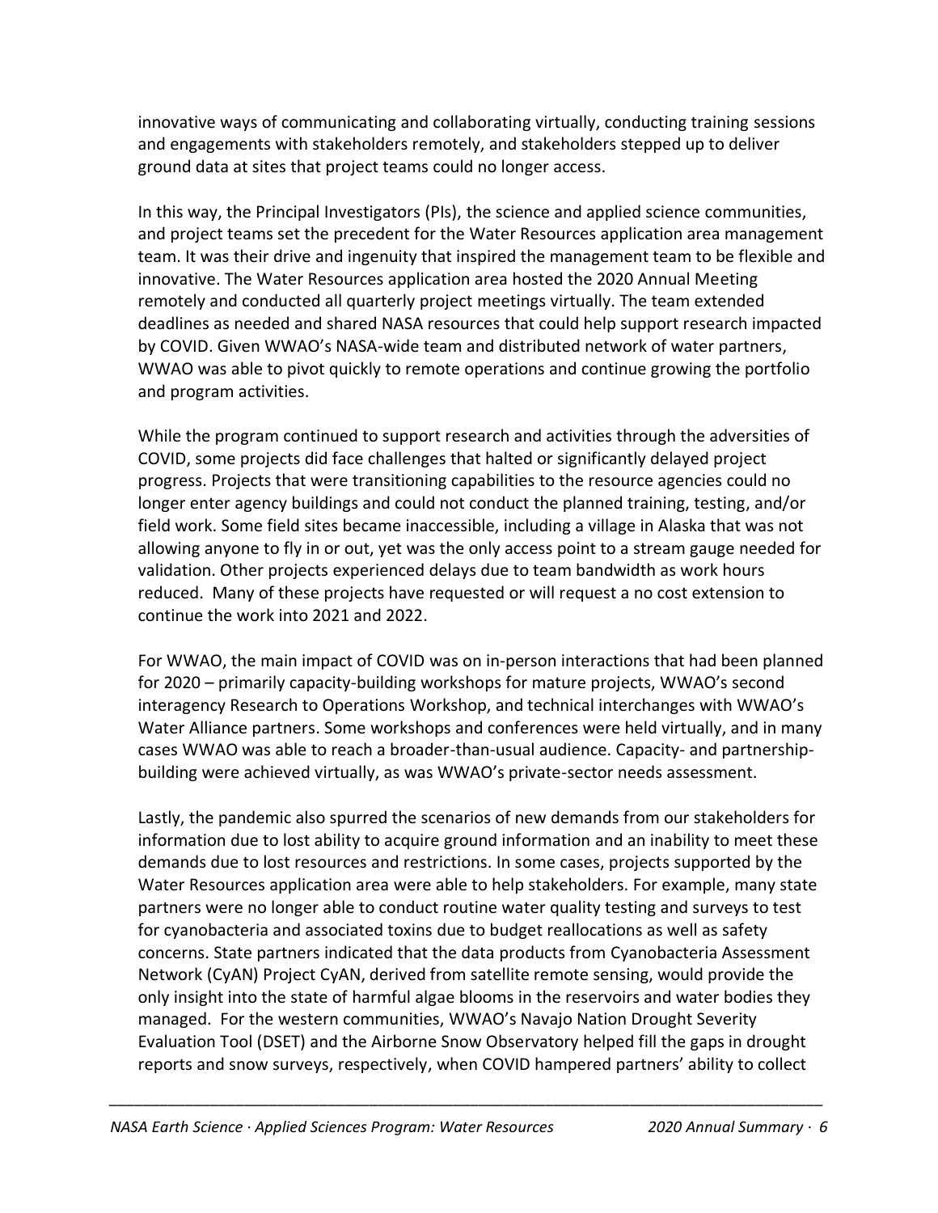innovative ways of communicating and collaborating virtually, conducting training sessions and engagements with stakeholders remotely, and stakeholders stepped up to deliver ground data at sites that project teams could no longer access.

In this way, the Principal Investigators (PIs), the science and applied science communities, and project teams set the precedent for the Water Resources application area management team. It was their drive and ingenuity that inspired the management team to be flexible and innovative. The Water Resources application area hosted the 2020 Annual Meeting remotely and conducted all quarterly project meetings virtually. The team extended deadlines as needed and shared NASA resources that could help support research impacted by COVID. Given WWAO's NASA-wide team and distributed network of water partners, WWAO was able to pivot quickly to remote operations and continue growing the portfolio and program activities.

While the program continued to support research and activities through the adversities of COVID, some projects did face challenges that halted or significantly delayed project progress. Projects that were transitioning capabilities to the resource agencies could no longer enter agency buildings and could not conduct the planned training, testing, and/or field work. Some field sites became inaccessible, including a village in Alaska that was not allowing anyone to fly in or out, yet was the only access point to a stream gauge needed for validation. Other projects experienced delays due to team bandwidth as work hours reduced. Many of these projects have requested or will request a no cost extension to continue the work into 2021 and 2022.

For WWAO, the main impact of COVID was on in-person interactions that had been planned for 2020 – primarily capacity-building workshops for mature projects, WWAO's second interagency Research to Operations Workshop, and technical interchanges with WWAO's Water Alliance partners. Some workshops and conferences were held virtually, and in many cases WWAO was able to reach a broader-than-usual audience. Capacity- and partnership-building were achieved virtually, as was WWAO's private-sector needs assessment.

Lastly, the pandemic also spurred the scenarios of new demands from our stakeholders for information due to lost ability to acquire ground information and an inability to meet these demands due to lost resources and restrictions. In some cases, projects supported by the Water Resources application area were able to help stakeholders. For example, many state partners were no longer able to conduct routine water quality testing and surveys to test for cyanobacteria and associated toxins due to budget reallocations as well as safety concerns. State partners indicated that the data products from Cyanobacteria Assessment Network (CyAN) Project CyAN, derived from satellite remote sensing, would provide the only insight into the state of harmful algae blooms in the reservoirs and water bodies they managed. For the western communities, WWAO's Navajo Nation Drought Severity Evaluation Tool (DSET) and the Airborne Snow Observatory helped fill the gaps in drought reports and snow surveys, respectively, when COVID hampered partners' ability to collect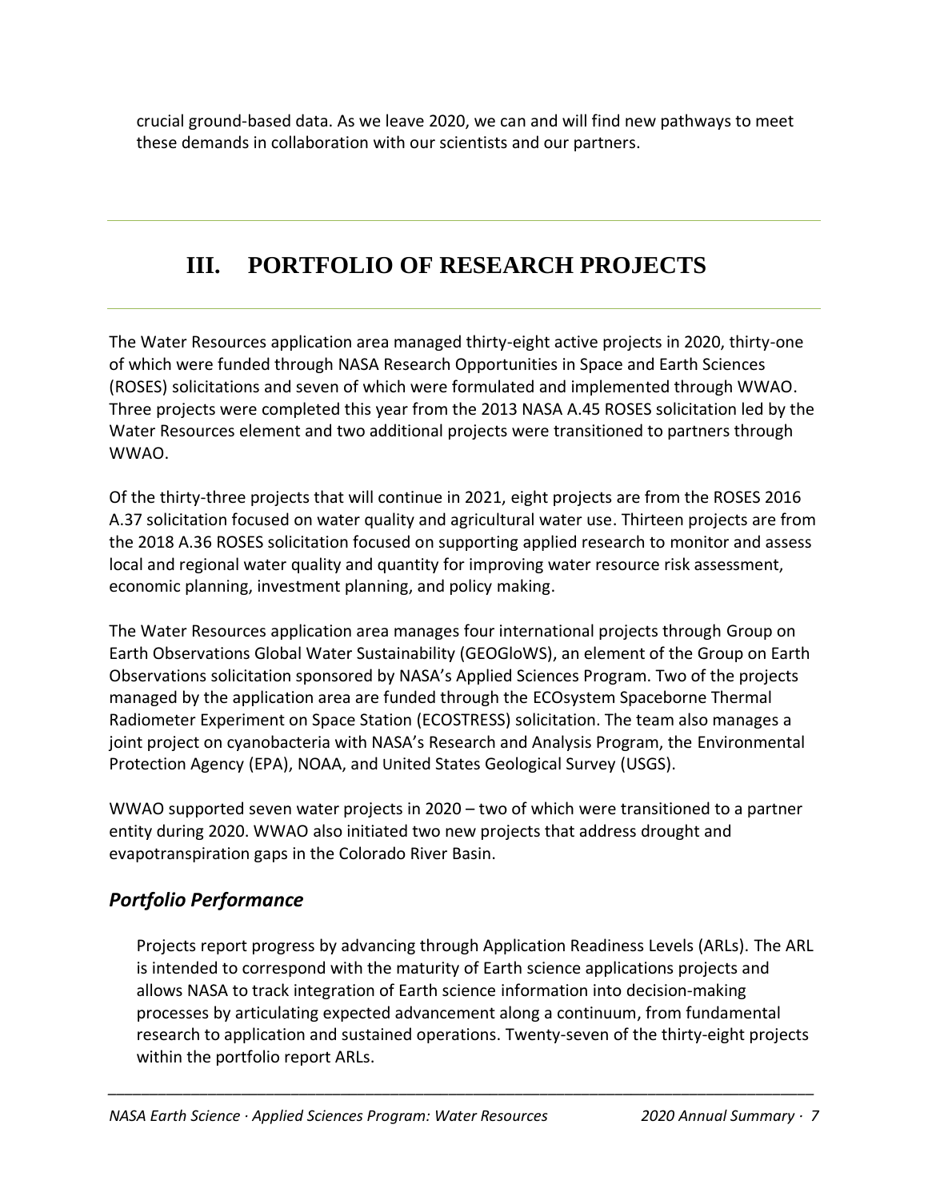crucial ground-based data. As we leave 2020, we can and will find new pathways to meet these demands in collaboration with our scientists and our partners.

# III. PORTFOLIO OF RESEARCH PROJECTS

The Water Resources application area managed thirty-eight active projects in 2020, thirty-one of which were funded through NASA Research Opportunities in Space and Earth Sciences (ROSES) solicitations and seven of which were formulated and implemented through WWAO. Three projects were completed this year from the 2013 NASA A.45 ROSES solicitation led by the Water Resources element and two additional projects were transitioned to partners through WWAO.

Of the thirty-three projects that will continue in 2021, eight projects are from the ROSES 2016 A.37 solicitation focused on water quality and agricultural water use. Thirteen projects are from the 2018 A.36 ROSES solicitation focused on supporting applied research to monitor and assess local and regional water quality and quantity for improving water resource risk assessment, economic planning, investment planning, and policy making.

The Water Resources application area manages four international projects through Group on Earth Observations Global Water Sustainability (GEOGloWS), an element of the Group on Earth Observations solicitation sponsored by NASA's Applied Sciences Program. Two of the projects managed by the application area are funded through the ECOsystem Spaceborne Thermal Radiometer Experiment on Space Station (ECOSTRESS) solicitation. The team also manages a joint project on cyanobacteria with NASA's Research and Analysis Program, the Environmental Protection Agency (EPA), NOAA, and United States Geological Survey (USGS).

WWAO supported seven water projects in 2020 – two of which were transitioned to a partner entity during 2020. WWAO also initiated two new projects that address drought and evapotranspiration gaps in the Colorado River Basin.

## *Portfolio Performance*

Projects report progress by advancing through Application Readiness Levels (ARLs). The ARL is intended to correspond with the maturity of Earth science applications projects and allows NASA to track integration of Earth science information into decision-making processes by articulating expected advancement along a continuum, from fundamental research to application and sustained operations. Twenty-seven of the thirty-eight projects within the portfolio report ARLs.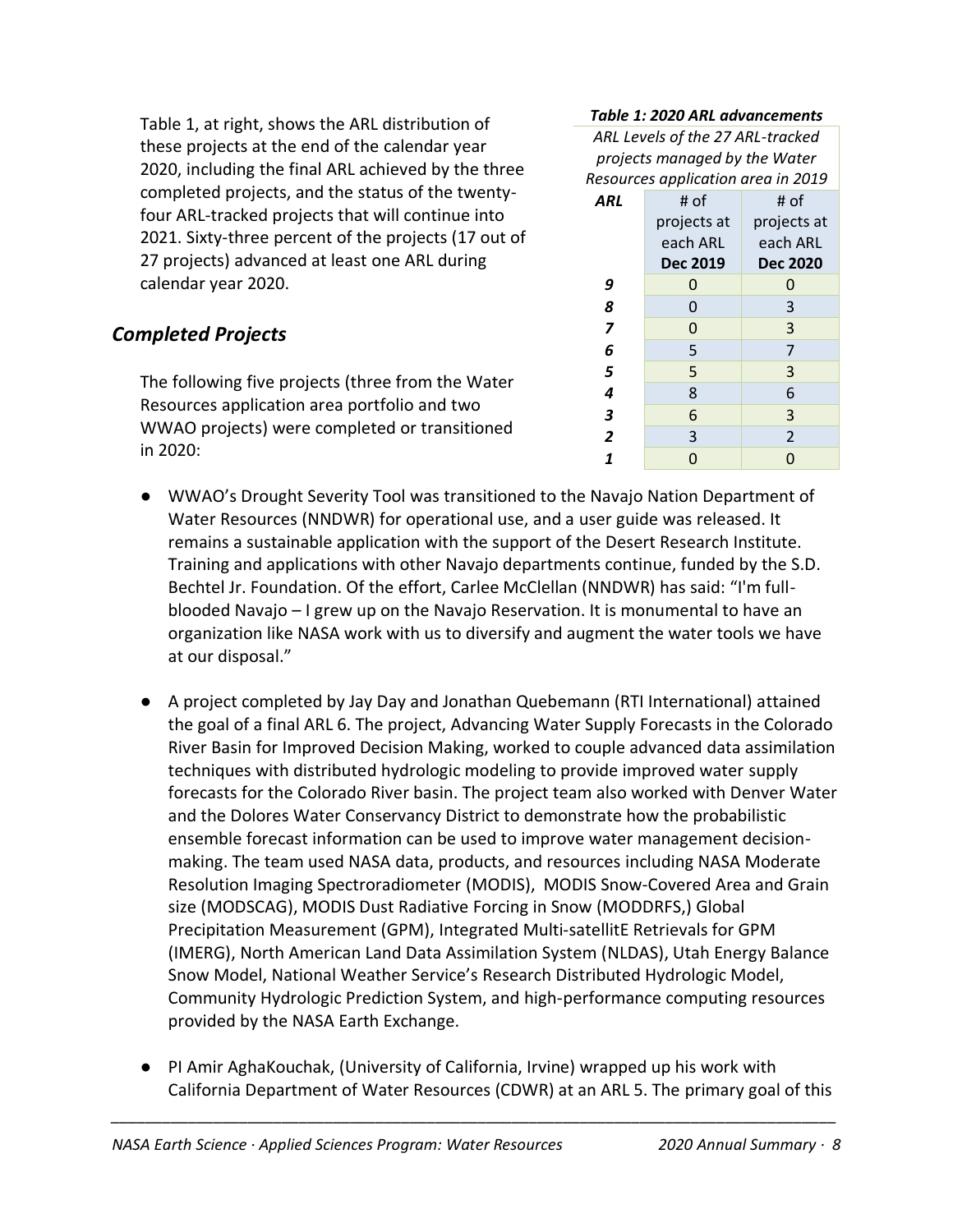Table 1, at right, shows the ARL distribution of these projects at the end of the calendar year 2020, including the final ARL achieved by the three completed projects, and the status of the twenty-four ARL-tracked projects that will continue into 2021. Sixty-three percent of the projects (17 out of 27 projects) advanced at least one ARL during calendar year 2020.

***Table 1: 2020 ARL advancements***

*ARL Levels of the 27 ARL-tracked projects managed by the Water Resources application area in 2019*

| ***ARL*** | # of projects at each ARL **Dec 2019** | # of projects at each ARL **Dec 2020** |
|---|---|---|
| ***9*** | 0 | 0 |
| ***8*** | 0 | 3 |
| ***7*** | 0 | 3 |
| ***6*** | 5 | 7 |
| ***5*** | 5 | 3 |
| ***4*** | 8 | 6 |
| ***3*** | 6 | 3 |
| ***2*** | 3 | 2 |
| ***1*** | 0 | 0 |

## *Completed Projects*

The following five projects (three from the Water Resources application area portfolio and two WWAO projects) were completed or transitioned in 2020:

- WWAO's Drought Severity Tool was transitioned to the Navajo Nation Department of Water Resources (NNDWR) for operational use, and a user guide was released. It remains a sustainable application with the support of the Desert Research Institute. Training and applications with other Navajo departments continue, funded by the S.D. Bechtel Jr. Foundation. Of the effort, Carlee McClellan (NNDWR) has said: "I'm full-blooded Navajo – I grew up on the Navajo Reservation. It is monumental to have an organization like NASA work with us to diversify and augment the water tools we have at our disposal."

- A project completed by Jay Day and Jonathan Quebemann (RTI International) attained the goal of a final ARL 6. The project, Advancing Water Supply Forecasts in the Colorado River Basin for Improved Decision Making, worked to couple advanced data assimilation techniques with distributed hydrologic modeling to provide improved water supply forecasts for the Colorado River basin. The project team also worked with Denver Water and the Dolores Water Conservancy District to demonstrate how the probabilistic ensemble forecast information can be used to improve water management decision-making. The team used NASA data, products, and resources including NASA Moderate Resolution Imaging Spectroradiometer (MODIS), MODIS Snow-Covered Area and Grain size (MODSCAG), MODIS Dust Radiative Forcing in Snow (MODDRFS,) Global Precipitation Measurement (GPM), Integrated Multi-satellitE Retrievals for GPM (IMERG), North American Land Data Assimilation System (NLDAS), Utah Energy Balance Snow Model, National Weather Service's Research Distributed Hydrologic Model, Community Hydrologic Prediction System, and high-performance computing resources provided by the NASA Earth Exchange.

- PI Amir AghaKouchak, (University of California, Irvine) wrapped up his work with California Department of Water Resources (CDWR) at an ARL 5. The primary goal of this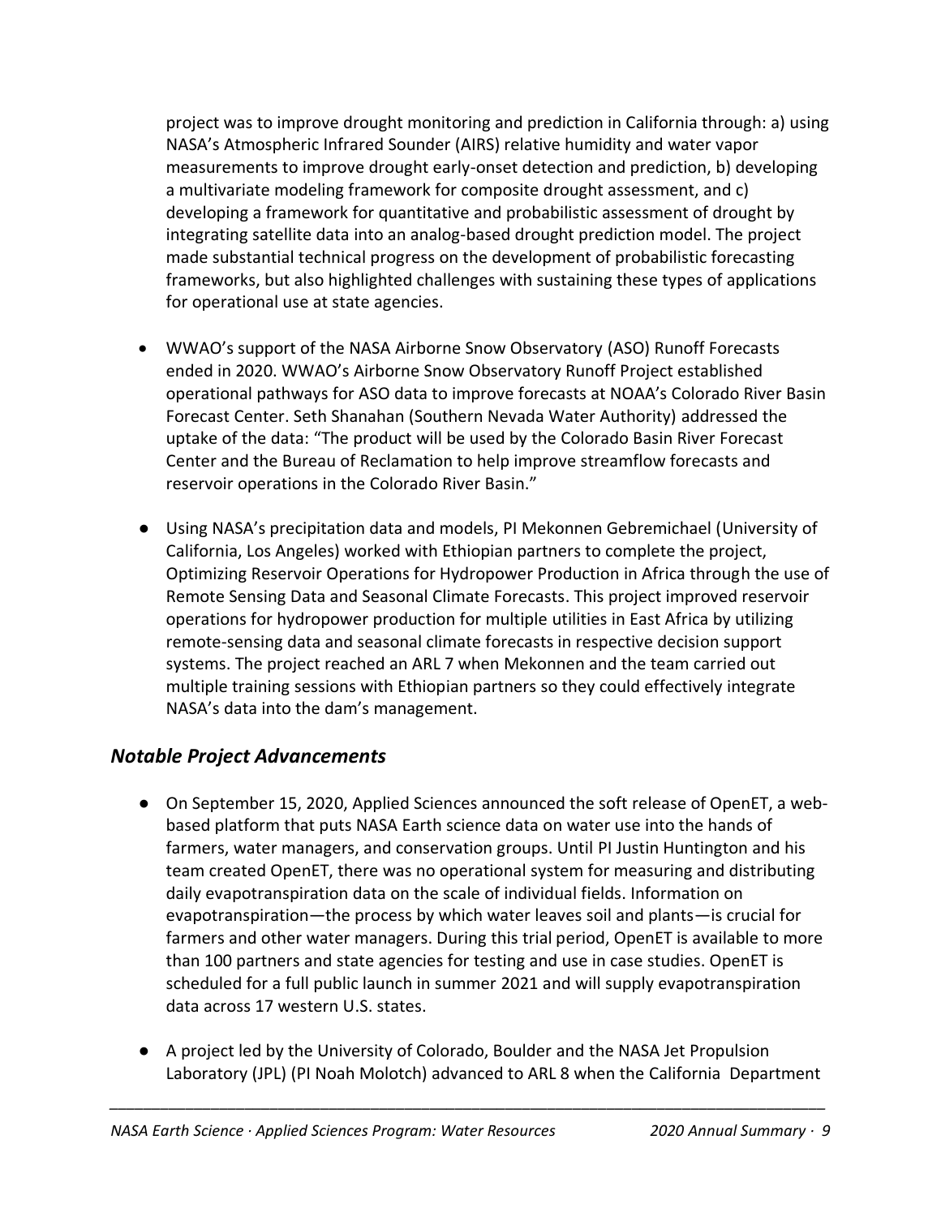project was to improve drought monitoring and prediction in California through: a) using NASA's Atmospheric Infrared Sounder (AIRS) relative humidity and water vapor measurements to improve drought early-onset detection and prediction, b) developing a multivariate modeling framework for composite drought assessment, and c) developing a framework for quantitative and probabilistic assessment of drought by integrating satellite data into an analog-based drought prediction model. The project made substantial technical progress on the development of probabilistic forecasting frameworks, but also highlighted challenges with sustaining these types of applications for operational use at state agencies.

- WWAO's support of the NASA Airborne Snow Observatory (ASO) Runoff Forecasts ended in 2020. WWAO's Airborne Snow Observatory Runoff Project established operational pathways for ASO data to improve forecasts at NOAA's Colorado River Basin Forecast Center. Seth Shanahan (Southern Nevada Water Authority) addressed the uptake of the data: "The product will be used by the Colorado Basin River Forecast Center and the Bureau of Reclamation to help improve streamflow forecasts and reservoir operations in the Colorado River Basin."

- Using NASA's precipitation data and models, PI Mekonnen Gebremichael (University of California, Los Angeles) worked with Ethiopian partners to complete the project, Optimizing Reservoir Operations for Hydropower Production in Africa through the use of Remote Sensing Data and Seasonal Climate Forecasts. This project improved reservoir operations for hydropower production for multiple utilities in East Africa by utilizing remote-sensing data and seasonal climate forecasts in respective decision support systems. The project reached an ARL 7 when Mekonnen and the team carried out multiple training sessions with Ethiopian partners so they could effectively integrate NASA's data into the dam's management.

## *Notable Project Advancements*

- On September 15, 2020, Applied Sciences announced the soft release of OpenET, a web-based platform that puts NASA Earth science data on water use into the hands of farmers, water managers, and conservation groups. Until PI Justin Huntington and his team created OpenET, there was no operational system for measuring and distributing daily evapotranspiration data on the scale of individual fields. Information on evapotranspiration—the process by which water leaves soil and plants—is crucial for farmers and other water managers. During this trial period, OpenET is available to more than 100 partners and state agencies for testing and use in case studies. OpenET is scheduled for a full public launch in summer 2021 and will supply evapotranspiration data across 17 western U.S. states.

- A project led by the University of Colorado, Boulder and the NASA Jet Propulsion Laboratory (JPL) (PI Noah Molotch) advanced to ARL 8 when the California Department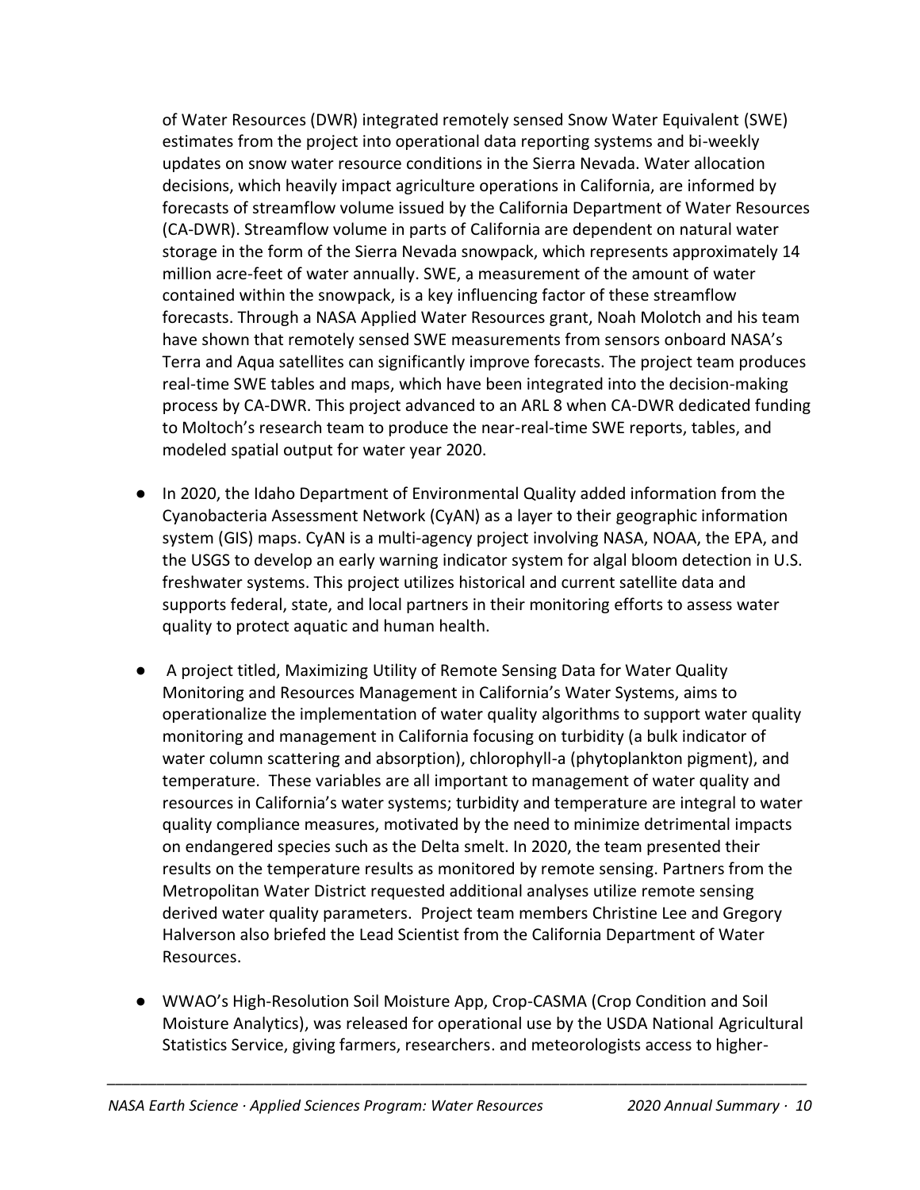of Water Resources (DWR) integrated remotely sensed Snow Water Equivalent (SWE) estimates from the project into operational data reporting systems and bi-weekly updates on snow water resource conditions in the Sierra Nevada. Water allocation decisions, which heavily impact agriculture operations in California, are informed by forecasts of streamflow volume issued by the California Department of Water Resources (CA-DWR). Streamflow volume in parts of California are dependent on natural water storage in the form of the Sierra Nevada snowpack, which represents approximately 14 million acre-feet of water annually. SWE, a measurement of the amount of water contained within the snowpack, is a key influencing factor of these streamflow forecasts. Through a NASA Applied Water Resources grant, Noah Molotch and his team have shown that remotely sensed SWE measurements from sensors onboard NASA's Terra and Aqua satellites can significantly improve forecasts. The project team produces real-time SWE tables and maps, which have been integrated into the decision-making process by CA-DWR. This project advanced to an ARL 8 when CA-DWR dedicated funding to Moltoch's research team to produce the near-real-time SWE reports, tables, and modeled spatial output for water year 2020.

- In 2020, the Idaho Department of Environmental Quality added information from the Cyanobacteria Assessment Network (CyAN) as a layer to their geographic information system (GIS) maps. CyAN is a multi-agency project involving NASA, NOAA, the EPA, and the USGS to develop an early warning indicator system for algal bloom detection in U.S. freshwater systems. This project utilizes historical and current satellite data and supports federal, state, and local partners in their monitoring efforts to assess water quality to protect aquatic and human health.

- A project titled, Maximizing Utility of Remote Sensing Data for Water Quality Monitoring and Resources Management in California's Water Systems, aims to operationalize the implementation of water quality algorithms to support water quality monitoring and management in California focusing on turbidity (a bulk indicator of water column scattering and absorption), chlorophyll-a (phytoplankton pigment), and temperature. These variables are all important to management of water quality and resources in California's water systems; turbidity and temperature are integral to water quality compliance measures, motivated by the need to minimize detrimental impacts on endangered species such as the Delta smelt. In 2020, the team presented their results on the temperature results as monitored by remote sensing. Partners from the Metropolitan Water District requested additional analyses utilize remote sensing derived water quality parameters. Project team members Christine Lee and Gregory Halverson also briefed the Lead Scientist from the California Department of Water Resources.

- WWAO's High-Resolution Soil Moisture App, Crop-CASMA (Crop Condition and Soil Moisture Analytics), was released for operational use by the USDA National Agricultural Statistics Service, giving farmers, researchers. and meteorologists access to higher-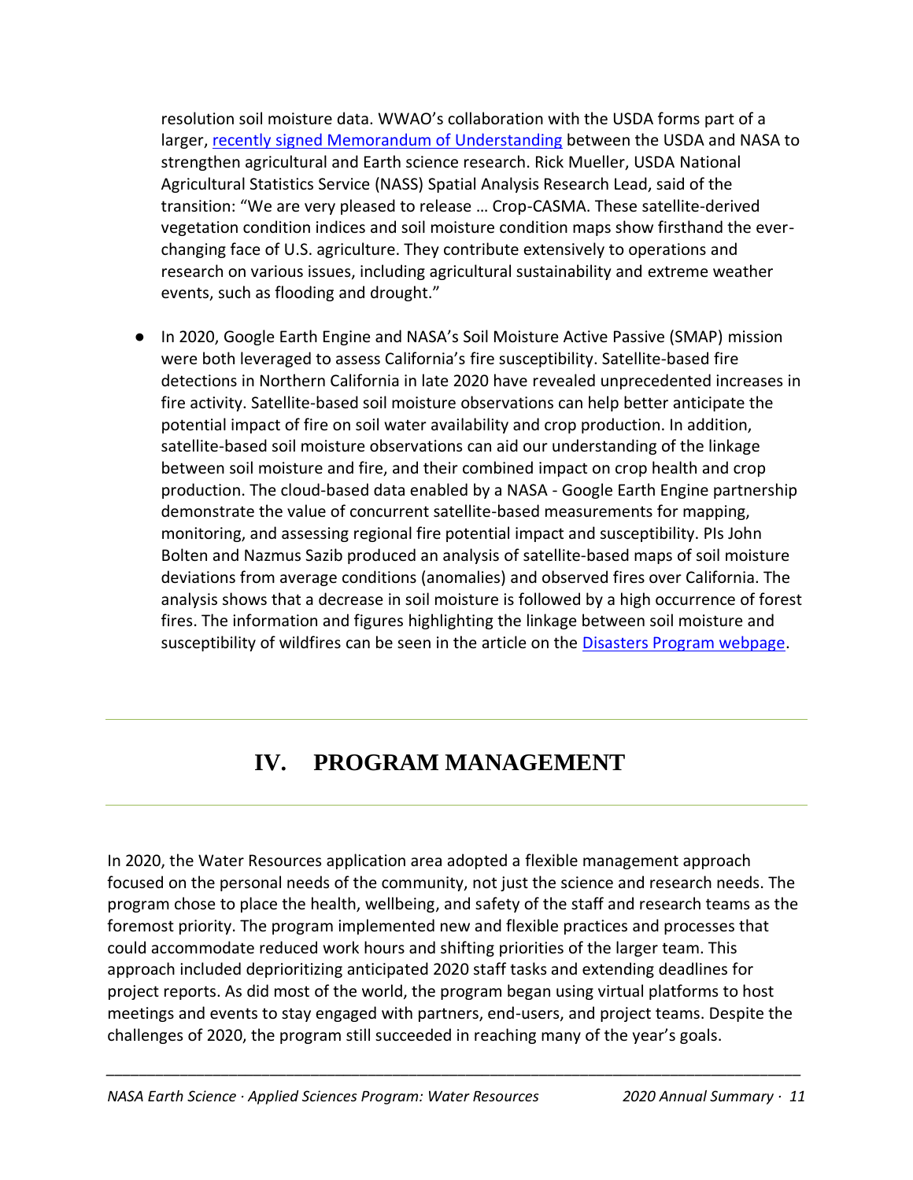resolution soil moisture data. WWAO's collaboration with the USDA forms part of a larger, recently signed Memorandum of Understanding between the USDA and NASA to strengthen agricultural and Earth science research. Rick Mueller, USDA National Agricultural Statistics Service (NASS) Spatial Analysis Research Lead, said of the transition: "We are very pleased to release … Crop-CASMA. These satellite-derived vegetation condition indices and soil moisture condition maps show firsthand the ever-changing face of U.S. agriculture. They contribute extensively to operations and research on various issues, including agricultural sustainability and extreme weather events, such as flooding and drought."

- In 2020, Google Earth Engine and NASA's Soil Moisture Active Passive (SMAP) mission were both leveraged to assess California's fire susceptibility. Satellite-based fire detections in Northern California in late 2020 have revealed unprecedented increases in fire activity. Satellite-based soil moisture observations can help better anticipate the potential impact of fire on soil water availability and crop production. In addition, satellite-based soil moisture observations can aid our understanding of the linkage between soil moisture and fire, and their combined impact on crop health and crop production. The cloud-based data enabled by a NASA - Google Earth Engine partnership demonstrate the value of concurrent satellite-based measurements for mapping, monitoring, and assessing regional fire potential impact and susceptibility. PIs John Bolten and Nazmus Sazib produced an analysis of satellite-based maps of soil moisture deviations from average conditions (anomalies) and observed fires over California. The analysis shows that a decrease in soil moisture is followed by a high occurrence of forest fires. The information and figures highlighting the linkage between soil moisture and susceptibility of wildfires can be seen in the article on the Disasters Program webpage.

# IV. PROGRAM MANAGEMENT

In 2020, the Water Resources application area adopted a flexible management approach focused on the personal needs of the community, not just the science and research needs. The program chose to place the health, wellbeing, and safety of the staff and research teams as the foremost priority. The program implemented new and flexible practices and processes that could accommodate reduced work hours and shifting priorities of the larger team. This approach included deprioritizing anticipated 2020 staff tasks and extending deadlines for project reports. As did most of the world, the program began using virtual platforms to host meetings and events to stay engaged with partners, end-users, and project teams. Despite the challenges of 2020, the program still succeeded in reaching many of the year's goals.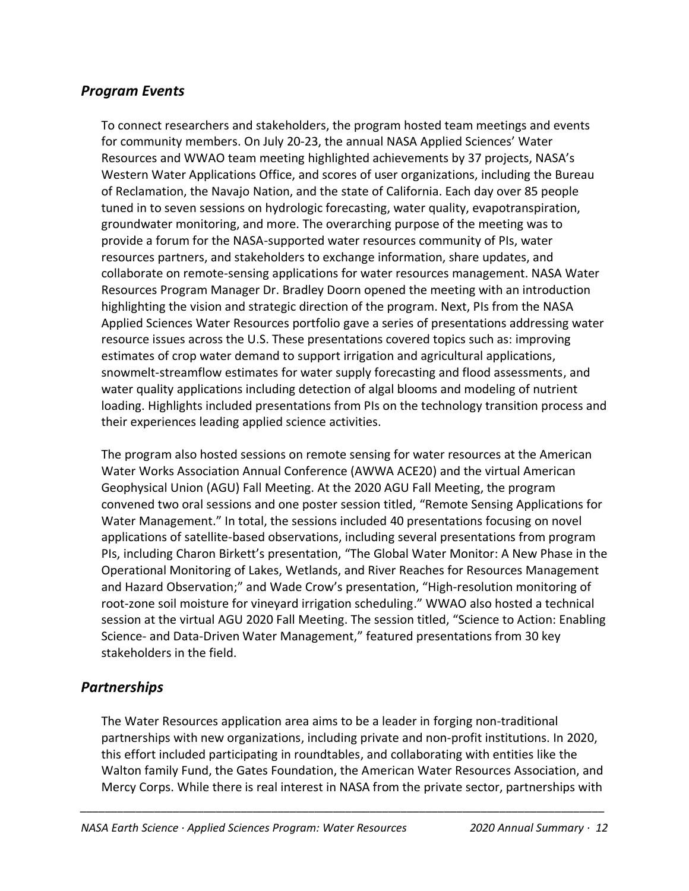## *Program Events*

To connect researchers and stakeholders, the program hosted team meetings and events for community members. On July 20-23, the annual NASA Applied Sciences' Water Resources and WWAO team meeting highlighted achievements by 37 projects, NASA's Western Water Applications Office, and scores of user organizations, including the Bureau of Reclamation, the Navajo Nation, and the state of California. Each day over 85 people tuned in to seven sessions on hydrologic forecasting, water quality, evapotranspiration, groundwater monitoring, and more. The overarching purpose of the meeting was to provide a forum for the NASA-supported water resources community of PIs, water resources partners, and stakeholders to exchange information, share updates, and collaborate on remote-sensing applications for water resources management. NASA Water Resources Program Manager Dr. Bradley Doorn opened the meeting with an introduction highlighting the vision and strategic direction of the program. Next, PIs from the NASA Applied Sciences Water Resources portfolio gave a series of presentations addressing water resource issues across the U.S. These presentations covered topics such as: improving estimates of crop water demand to support irrigation and agricultural applications, snowmelt-streamflow estimates for water supply forecasting and flood assessments, and water quality applications including detection of algal blooms and modeling of nutrient loading. Highlights included presentations from PIs on the technology transition process and their experiences leading applied science activities.

The program also hosted sessions on remote sensing for water resources at the American Water Works Association Annual Conference (AWWA ACE20) and the virtual American Geophysical Union (AGU) Fall Meeting. At the 2020 AGU Fall Meeting, the program convened two oral sessions and one poster session titled, "Remote Sensing Applications for Water Management." In total, the sessions included 40 presentations focusing on novel applications of satellite-based observations, including several presentations from program PIs, including Charon Birkett's presentation, "The Global Water Monitor: A New Phase in the Operational Monitoring of Lakes, Wetlands, and River Reaches for Resources Management and Hazard Observation;" and Wade Crow's presentation, "High-resolution monitoring of root-zone soil moisture for vineyard irrigation scheduling." WWAO also hosted a technical session at the virtual AGU 2020 Fall Meeting. The session titled, "Science to Action: Enabling Science- and Data-Driven Water Management," featured presentations from 30 key stakeholders in the field.

## *Partnerships*

The Water Resources application area aims to be a leader in forging non-traditional partnerships with new organizations, including private and non-profit institutions. In 2020, this effort included participating in roundtables, and collaborating with entities like the Walton family Fund, the Gates Foundation, the American Water Resources Association, and Mercy Corps. While there is real interest in NASA from the private sector, partnerships with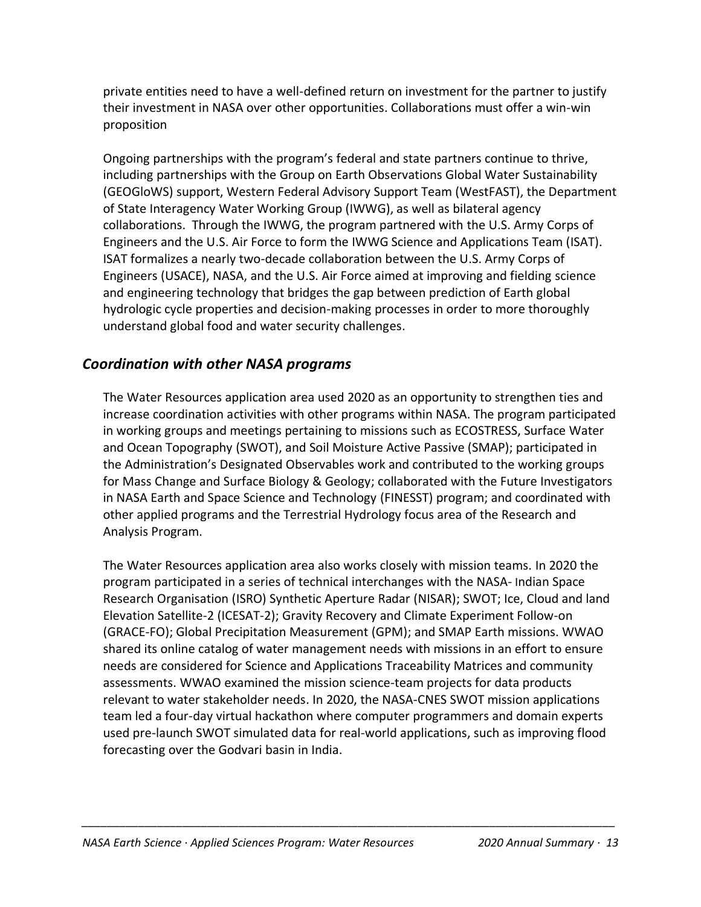private entities need to have a well-defined return on investment for the partner to justify their investment in NASA over other opportunities. Collaborations must offer a win-win proposition

Ongoing partnerships with the program's federal and state partners continue to thrive, including partnerships with the Group on Earth Observations Global Water Sustainability (GEOGloWS) support, Western Federal Advisory Support Team (WestFAST), the Department of State Interagency Water Working Group (IWWG), as well as bilateral agency collaborations. Through the IWWG, the program partnered with the U.S. Army Corps of Engineers and the U.S. Air Force to form the IWWG Science and Applications Team (ISAT). ISAT formalizes a nearly two-decade collaboration between the U.S. Army Corps of Engineers (USACE), NASA, and the U.S. Air Force aimed at improving and fielding science and engineering technology that bridges the gap between prediction of Earth global hydrologic cycle properties and decision-making processes in order to more thoroughly understand global food and water security challenges.

## *Coordination with other NASA programs*

The Water Resources application area used 2020 as an opportunity to strengthen ties and increase coordination activities with other programs within NASA. The program participated in working groups and meetings pertaining to missions such as ECOSTRESS, Surface Water and Ocean Topography (SWOT), and Soil Moisture Active Passive (SMAP); participated in the Administration's Designated Observables work and contributed to the working groups for Mass Change and Surface Biology & Geology; collaborated with the Future Investigators in NASA Earth and Space Science and Technology (FINESST) program; and coordinated with other applied programs and the Terrestrial Hydrology focus area of the Research and Analysis Program.

The Water Resources application area also works closely with mission teams. In 2020 the program participated in a series of technical interchanges with the NASA- Indian Space Research Organisation (ISRO) Synthetic Aperture Radar (NISAR); SWOT; Ice, Cloud and land Elevation Satellite-2 (ICESAT-2); Gravity Recovery and Climate Experiment Follow-on (GRACE-FO); Global Precipitation Measurement (GPM); and SMAP Earth missions. WWAO shared its online catalog of water management needs with missions in an effort to ensure needs are considered for Science and Applications Traceability Matrices and community assessments. WWAO examined the mission science-team projects for data products relevant to water stakeholder needs. In 2020, the NASA-CNES SWOT mission applications team led a four-day virtual hackathon where computer programmers and domain experts used pre-launch SWOT simulated data for real-world applications, such as improving flood forecasting over the Godvari basin in India.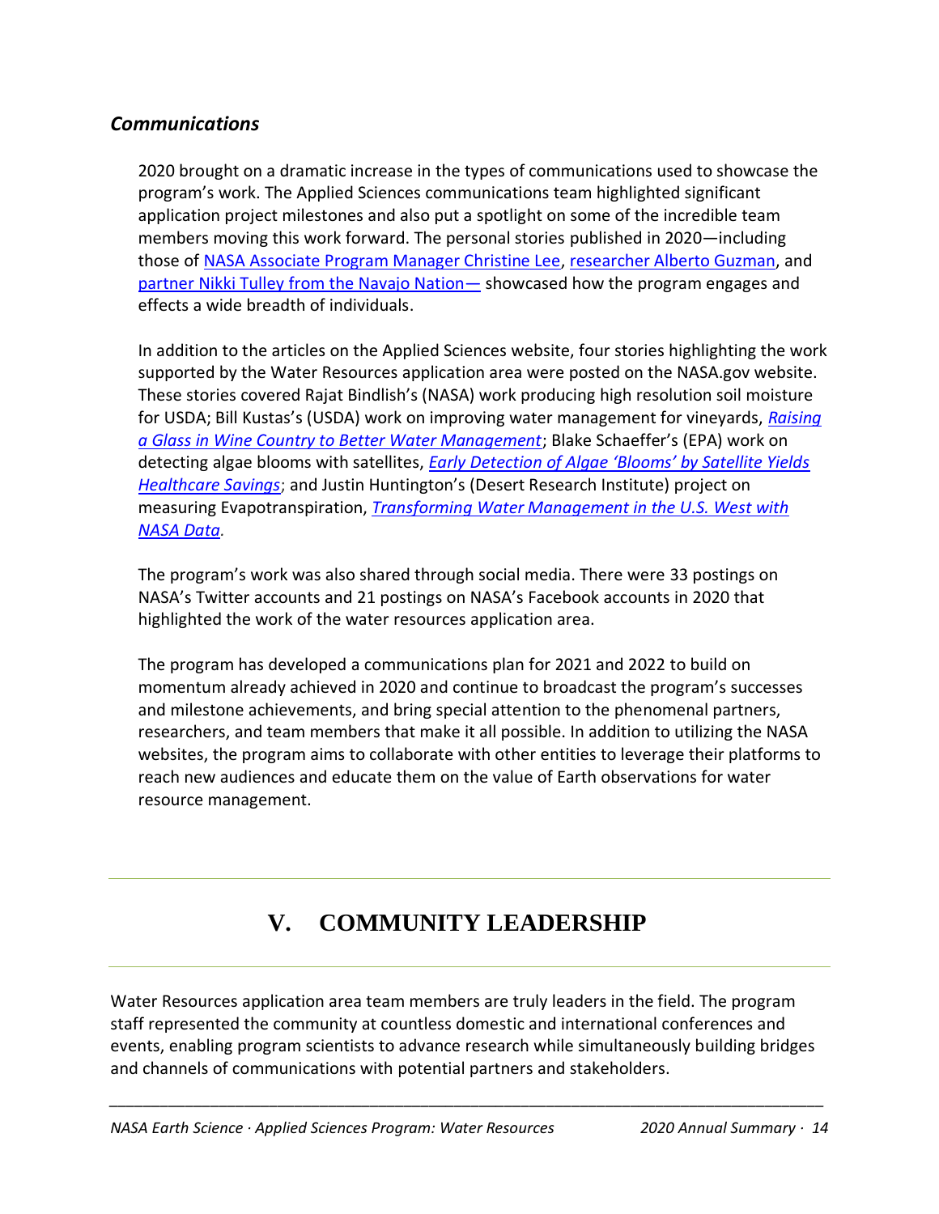### *Communications*

2020 brought on a dramatic increase in the types of communications used to showcase the program's work. The Applied Sciences communications team highlighted significant application project milestones and also put a spotlight on some of the incredible team members moving this work forward. The personal stories published in 2020—including those of NASA Associate Program Manager Christine Lee, researcher Alberto Guzman, and partner Nikki Tulley from the Navajo Nation— showcased how the program engages and effects a wide breadth of individuals.

In addition to the articles on the Applied Sciences website, four stories highlighting the work supported by the Water Resources application area were posted on the NASA.gov website. These stories covered Rajat Bindlish's (NASA) work producing high resolution soil moisture for USDA; Bill Kustas's (USDA) work on improving water management for vineyards, *Raising a Glass in Wine Country to Better Water Management*; Blake Schaeffer's (EPA) work on detecting algae blooms with satellites, *Early Detection of Algae 'Blooms' by Satellite Yields Healthcare Savings*; and Justin Huntington's (Desert Research Institute) project on measuring Evapotranspiration, *Transforming Water Management in the U.S. West with NASA Data*.

The program's work was also shared through social media. There were 33 postings on NASA's Twitter accounts and 21 postings on NASA's Facebook accounts in 2020 that highlighted the work of the water resources application area.

The program has developed a communications plan for 2021 and 2022 to build on momentum already achieved in 2020 and continue to broadcast the program's successes and milestone achievements, and bring special attention to the phenomenal partners, researchers, and team members that make it all possible. In addition to utilizing the NASA websites, the program aims to collaborate with other entities to leverage their platforms to reach new audiences and educate them on the value of Earth observations for water resource management.

## V. COMMUNITY LEADERSHIP

Water Resources application area team members are truly leaders in the field. The program staff represented the community at countless domestic and international conferences and events, enabling program scientists to advance research while simultaneously building bridges and channels of communications with potential partners and stakeholders.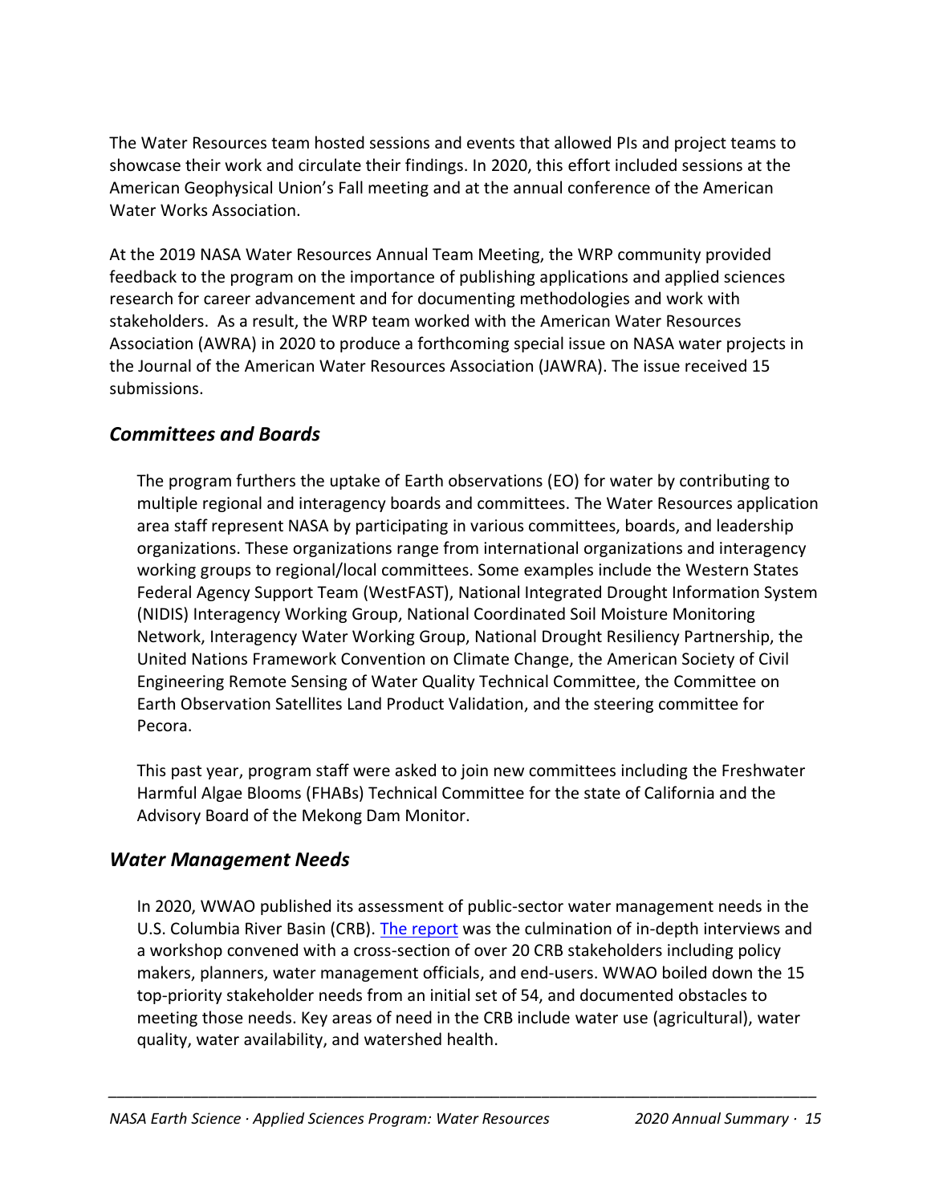The Water Resources team hosted sessions and events that allowed PIs and project teams to showcase their work and circulate their findings. In 2020, this effort included sessions at the American Geophysical Union's Fall meeting and at the annual conference of the American Water Works Association.

At the 2019 NASA Water Resources Annual Team Meeting, the WRP community provided feedback to the program on the importance of publishing applications and applied sciences research for career advancement and for documenting methodologies and work with stakeholders. As a result, the WRP team worked with the American Water Resources Association (AWRA) in 2020 to produce a forthcoming special issue on NASA water projects in the Journal of the American Water Resources Association (JAWRA). The issue received 15 submissions.

## *Committees and Boards*

The program furthers the uptake of Earth observations (EO) for water by contributing to multiple regional and interagency boards and committees. The Water Resources application area staff represent NASA by participating in various committees, boards, and leadership organizations. These organizations range from international organizations and interagency working groups to regional/local committees. Some examples include the Western States Federal Agency Support Team (WestFAST), National Integrated Drought Information System (NIDIS) Interagency Working Group, National Coordinated Soil Moisture Monitoring Network, Interagency Water Working Group, National Drought Resiliency Partnership, the United Nations Framework Convention on Climate Change, the American Society of Civil Engineering Remote Sensing of Water Quality Technical Committee, the Committee on Earth Observation Satellites Land Product Validation, and the steering committee for Pecora.

This past year, program staff were asked to join new committees including the Freshwater Harmful Algae Blooms (FHABs) Technical Committee for the state of California and the Advisory Board of the Mekong Dam Monitor.

## *Water Management Needs*

In 2020, WWAO published its assessment of public-sector water management needs in the U.S. Columbia River Basin (CRB). The report was the culmination of in-depth interviews and a workshop convened with a cross-section of over 20 CRB stakeholders including policy makers, planners, water management officials, and end-users. WWAO boiled down the 15 top-priority stakeholder needs from an initial set of 54, and documented obstacles to meeting those needs. Key areas of need in the CRB include water use (agricultural), water quality, water availability, and watershed health.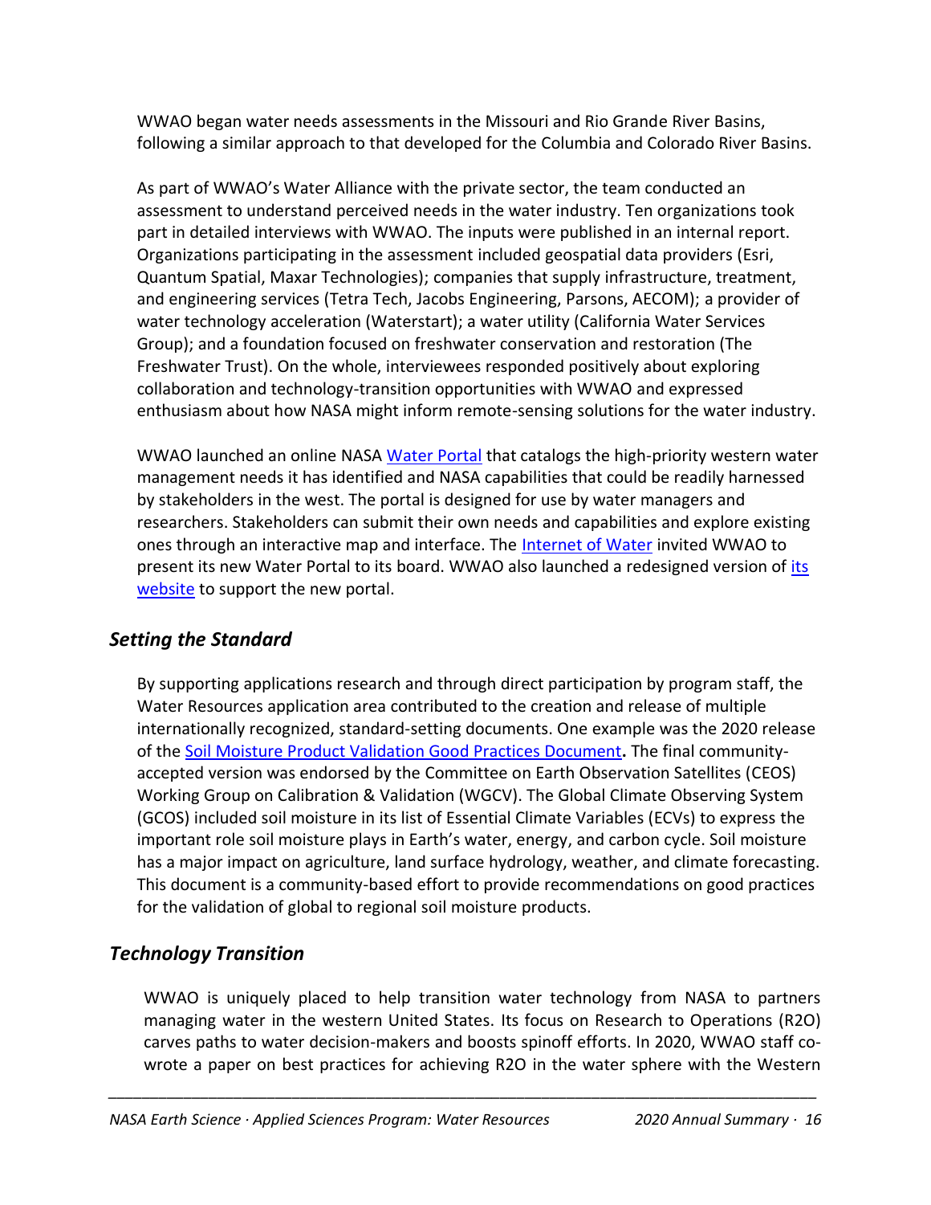WWAO began water needs assessments in the Missouri and Rio Grande River Basins, following a similar approach to that developed for the Columbia and Colorado River Basins.

As part of WWAO's Water Alliance with the private sector, the team conducted an assessment to understand perceived needs in the water industry. Ten organizations took part in detailed interviews with WWAO. The inputs were published in an internal report. Organizations participating in the assessment included geospatial data providers (Esri, Quantum Spatial, Maxar Technologies); companies that supply infrastructure, treatment, and engineering services (Tetra Tech, Jacobs Engineering, Parsons, AECOM); a provider of water technology acceleration (Waterstart); a water utility (California Water Services Group); and a foundation focused on freshwater conservation and restoration (The Freshwater Trust). On the whole, interviewees responded positively about exploring collaboration and technology-transition opportunities with WWAO and expressed enthusiasm about how NASA might inform remote-sensing solutions for the water industry.

WWAO launched an online NASA Water Portal that catalogs the high-priority western water management needs it has identified and NASA capabilities that could be readily harnessed by stakeholders in the west. The portal is designed for use by water managers and researchers. Stakeholders can submit their own needs and capabilities and explore existing ones through an interactive map and interface. The Internet of Water invited WWAO to present its new Water Portal to its board. WWAO also launched a redesigned version of its website to support the new portal.

## *Setting the Standard*

By supporting applications research and through direct participation by program staff, the Water Resources application area contributed to the creation and release of multiple internationally recognized, standard-setting documents. One example was the 2020 release of the Soil Moisture Product Validation Good Practices Document**.** The final community-accepted version was endorsed by the Committee on Earth Observation Satellites (CEOS) Working Group on Calibration & Validation (WGCV). The Global Climate Observing System (GCOS) included soil moisture in its list of Essential Climate Variables (ECVs) to express the important role soil moisture plays in Earth's water, energy, and carbon cycle. Soil moisture has a major impact on agriculture, land surface hydrology, weather, and climate forecasting. This document is a community-based effort to provide recommendations on good practices for the validation of global to regional soil moisture products.

## *Technology Transition*

WWAO is uniquely placed to help transition water technology from NASA to partners managing water in the western United States. Its focus on Research to Operations (R2O) carves paths to water decision-makers and boosts spinoff efforts. In 2020, WWAO staff co-wrote a paper on best practices for achieving R2O in the water sphere with the Western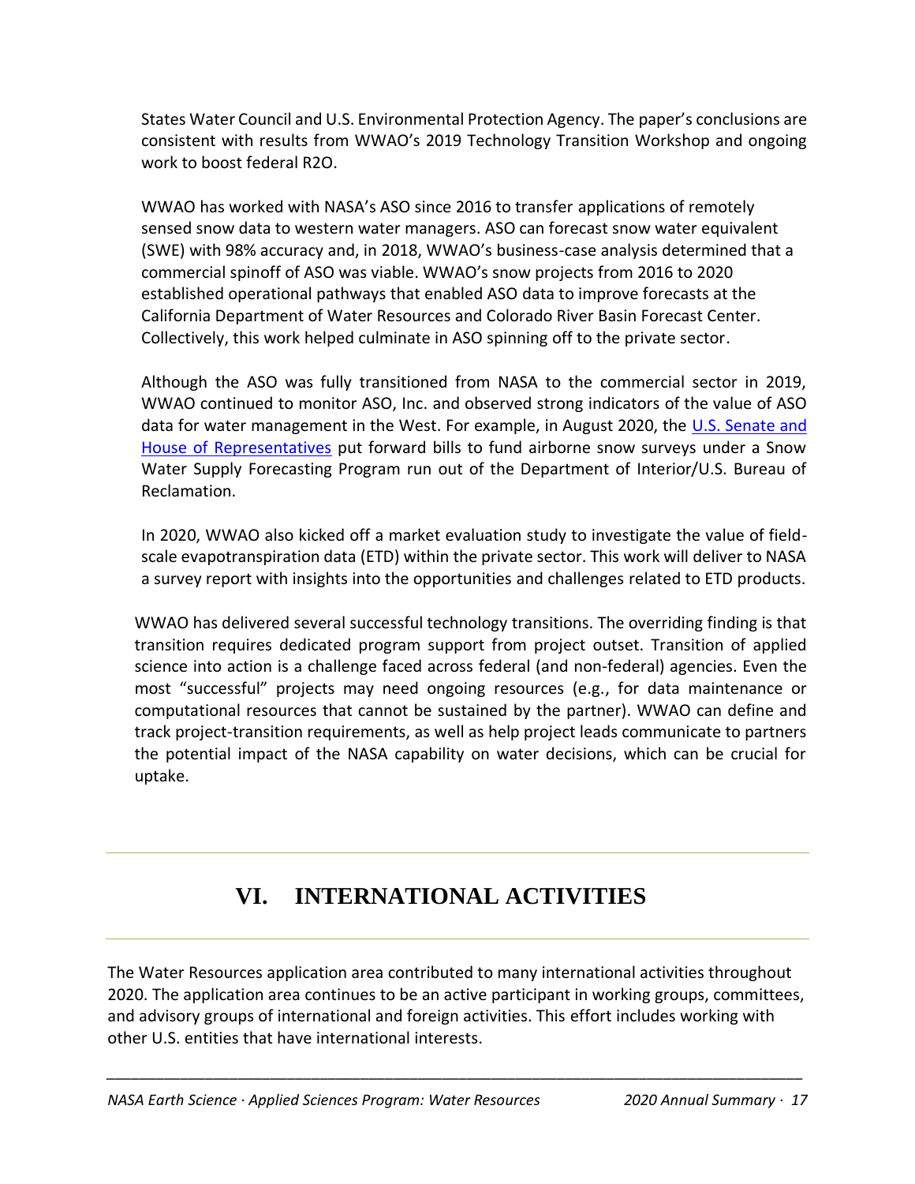States Water Council and U.S. Environmental Protection Agency. The paper's conclusions are consistent with results from WWAO's 2019 Technology Transition Workshop and ongoing work to boost federal R2O.

WWAO has worked with NASA's ASO since 2016 to transfer applications of remotely sensed snow data to western water managers. ASO can forecast snow water equivalent (SWE) with 98% accuracy and, in 2018, WWAO's business-case analysis determined that a commercial spinoff of ASO was viable. WWAO's snow projects from 2016 to 2020 established operational pathways that enabled ASO data to improve forecasts at the California Department of Water Resources and Colorado River Basin Forecast Center. Collectively, this work helped culminate in ASO spinning off to the private sector.

Although the ASO was fully transitioned from NASA to the commercial sector in 2019, WWAO continued to monitor ASO, Inc. and observed strong indicators of the value of ASO data for water management in the West. For example, in August 2020, the U.S. Senate and House of Representatives put forward bills to fund airborne snow surveys under a Snow Water Supply Forecasting Program run out of the Department of Interior/U.S. Bureau of Reclamation.

In 2020, WWAO also kicked off a market evaluation study to investigate the value of field-scale evapotranspiration data (ETD) within the private sector. This work will deliver to NASA a survey report with insights into the opportunities and challenges related to ETD products.

WWAO has delivered several successful technology transitions. The overriding finding is that transition requires dedicated program support from project outset. Transition of applied science into action is a challenge faced across federal (and non-federal) agencies. Even the most "successful" projects may need ongoing resources (e.g., for data maintenance or computational resources that cannot be sustained by the partner). WWAO can define and track project-transition requirements, as well as help project leads communicate to partners the potential impact of the NASA capability on water decisions, which can be crucial for uptake.

# VI. INTERNATIONAL ACTIVITIES

The Water Resources application area contributed to many international activities throughout 2020. The application area continues to be an active participant in working groups, committees, and advisory groups of international and foreign activities. This effort includes working with other U.S. entities that have international interests.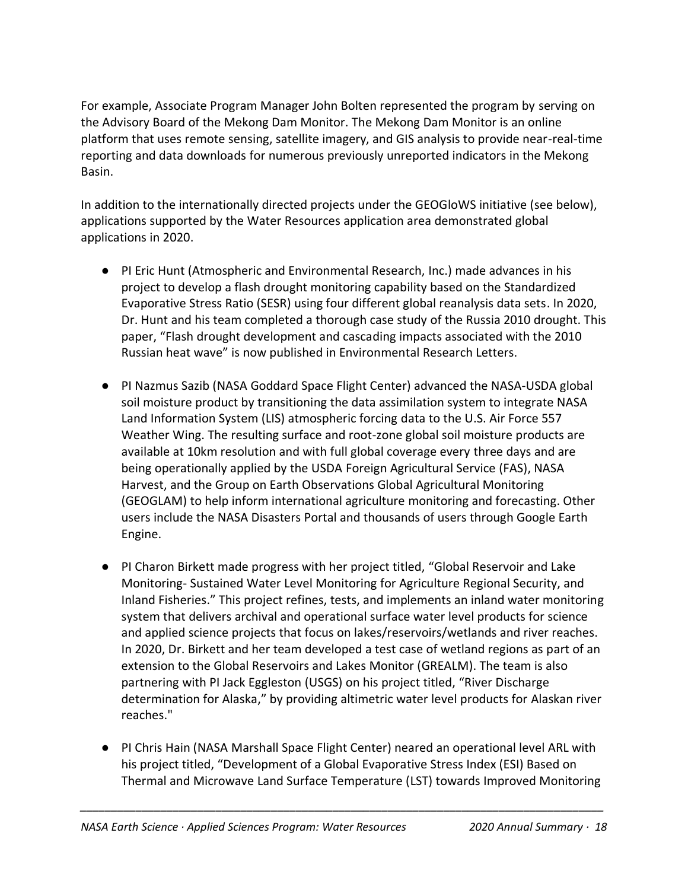For example, Associate Program Manager John Bolten represented the program by serving on the Advisory Board of the Mekong Dam Monitor. The Mekong Dam Monitor is an online platform that uses remote sensing, satellite imagery, and GIS analysis to provide near-real-time reporting and data downloads for numerous previously unreported indicators in the Mekong Basin.

In addition to the internationally directed projects under the GEOGloWS initiative (see below), applications supported by the Water Resources application area demonstrated global applications in 2020.

- PI Eric Hunt (Atmospheric and Environmental Research, Inc.) made advances in his project to develop a flash drought monitoring capability based on the Standardized Evaporative Stress Ratio (SESR) using four different global reanalysis data sets. In 2020, Dr. Hunt and his team completed a thorough case study of the Russia 2010 drought. This paper, "Flash drought development and cascading impacts associated with the 2010 Russian heat wave" is now published in Environmental Research Letters.

- PI Nazmus Sazib (NASA Goddard Space Flight Center) advanced the NASA-USDA global soil moisture product by transitioning the data assimilation system to integrate NASA Land Information System (LIS) atmospheric forcing data to the U.S. Air Force 557 Weather Wing. The resulting surface and root-zone global soil moisture products are available at 10km resolution and with full global coverage every three days and are being operationally applied by the USDA Foreign Agricultural Service (FAS), NASA Harvest, and the Group on Earth Observations Global Agricultural Monitoring (GEOGLAM) to help inform international agriculture monitoring and forecasting. Other users include the NASA Disasters Portal and thousands of users through Google Earth Engine.

- PI Charon Birkett made progress with her project titled, "Global Reservoir and Lake Monitoring- Sustained Water Level Monitoring for Agriculture Regional Security, and Inland Fisheries." This project refines, tests, and implements an inland water monitoring system that delivers archival and operational surface water level products for science and applied science projects that focus on lakes/reservoirs/wetlands and river reaches. In 2020, Dr. Birkett and her team developed a test case of wetland regions as part of an extension to the Global Reservoirs and Lakes Monitor (GREALM). The team is also partnering with PI Jack Eggleston (USGS) on his project titled, "River Discharge determination for Alaska," by providing altimetric water level products for Alaskan river reaches."

- PI Chris Hain (NASA Marshall Space Flight Center) neared an operational level ARL with his project titled, "Development of a Global Evaporative Stress Index (ESI) Based on Thermal and Microwave Land Surface Temperature (LST) towards Improved Monitoring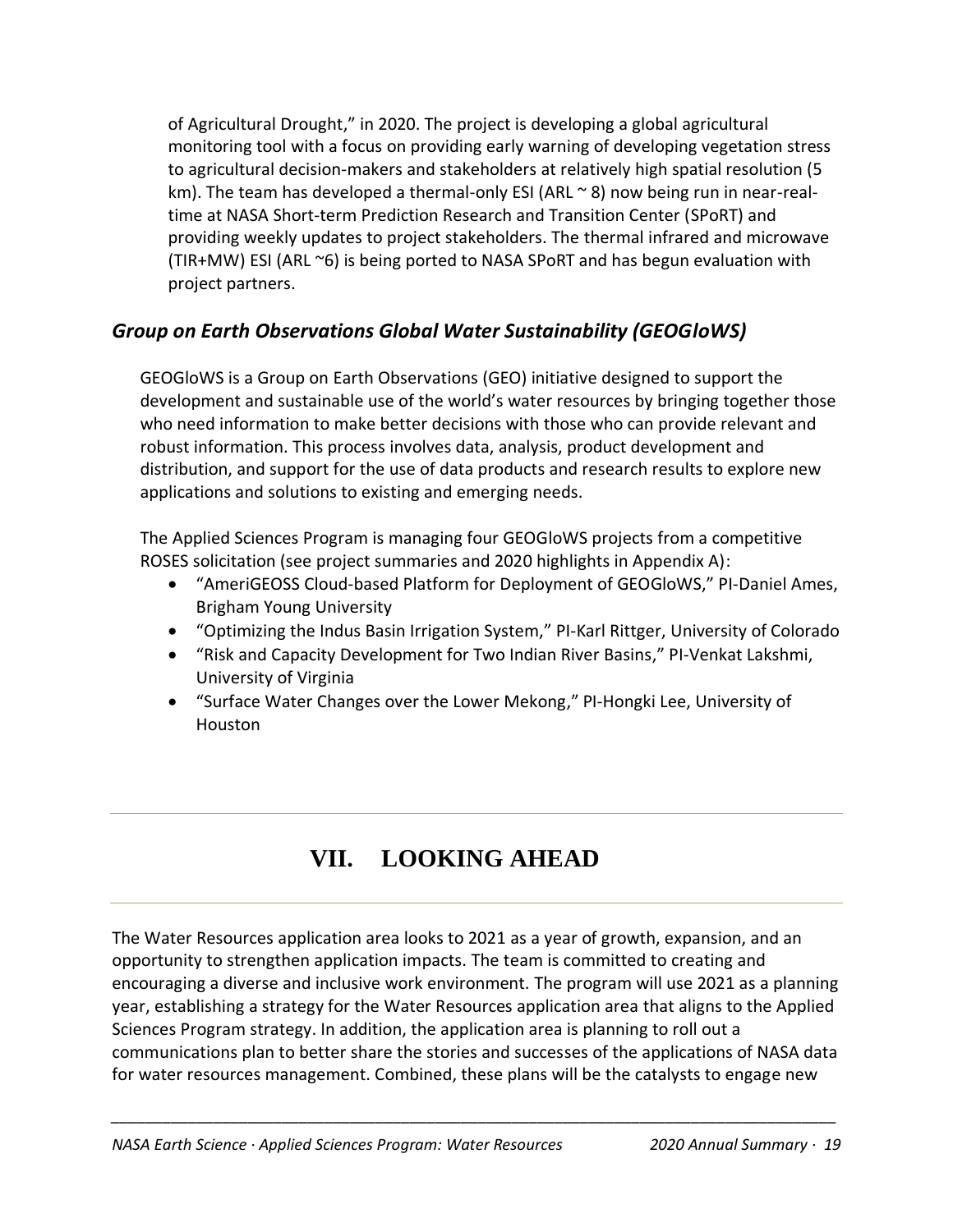of Agricultural Drought," in 2020. The project is developing a global agricultural monitoring tool with a focus on providing early warning of developing vegetation stress to agricultural decision-makers and stakeholders at relatively high spatial resolution (5 km). The team has developed a thermal-only ESI (ARL ~ 8) now being run in near-real-time at NASA Short-term Prediction Research and Transition Center (SPoRT) and providing weekly updates to project stakeholders. The thermal infrared and microwave (TIR+MW) ESI (ARL ~6) is being ported to NASA SPoRT and has begun evaluation with project partners.

### *Group on Earth Observations Global Water Sustainability (GEOGloWS)*

GEOGloWS is a Group on Earth Observations (GEO) initiative designed to support the development and sustainable use of the world's water resources by bringing together those who need information to make better decisions with those who can provide relevant and robust information. This process involves data, analysis, product development and distribution, and support for the use of data products and research results to explore new applications and solutions to existing and emerging needs.

The Applied Sciences Program is managing four GEOGloWS projects from a competitive ROSES solicitation (see project summaries and 2020 highlights in Appendix A):

- "AmeriGEOSS Cloud-based Platform for Deployment of GEOGloWS," PI-Daniel Ames, Brigham Young University
- "Optimizing the Indus Basin Irrigation System," PI-Karl Rittger, University of Colorado
- "Risk and Capacity Development for Two Indian River Basins," PI-Venkat Lakshmi, University of Virginia
- "Surface Water Changes over the Lower Mekong," PI-Hongki Lee, University of Houston

# VII. LOOKING AHEAD

The Water Resources application area looks to 2021 as a year of growth, expansion, and an opportunity to strengthen application impacts. The team is committed to creating and encouraging a diverse and inclusive work environment. The program will use 2021 as a planning year, establishing a strategy for the Water Resources application area that aligns to the Applied Sciences Program strategy. In addition, the application area is planning to roll out a communications plan to better share the stories and successes of the applications of NASA data for water resources management. Combined, these plans will be the catalysts to engage new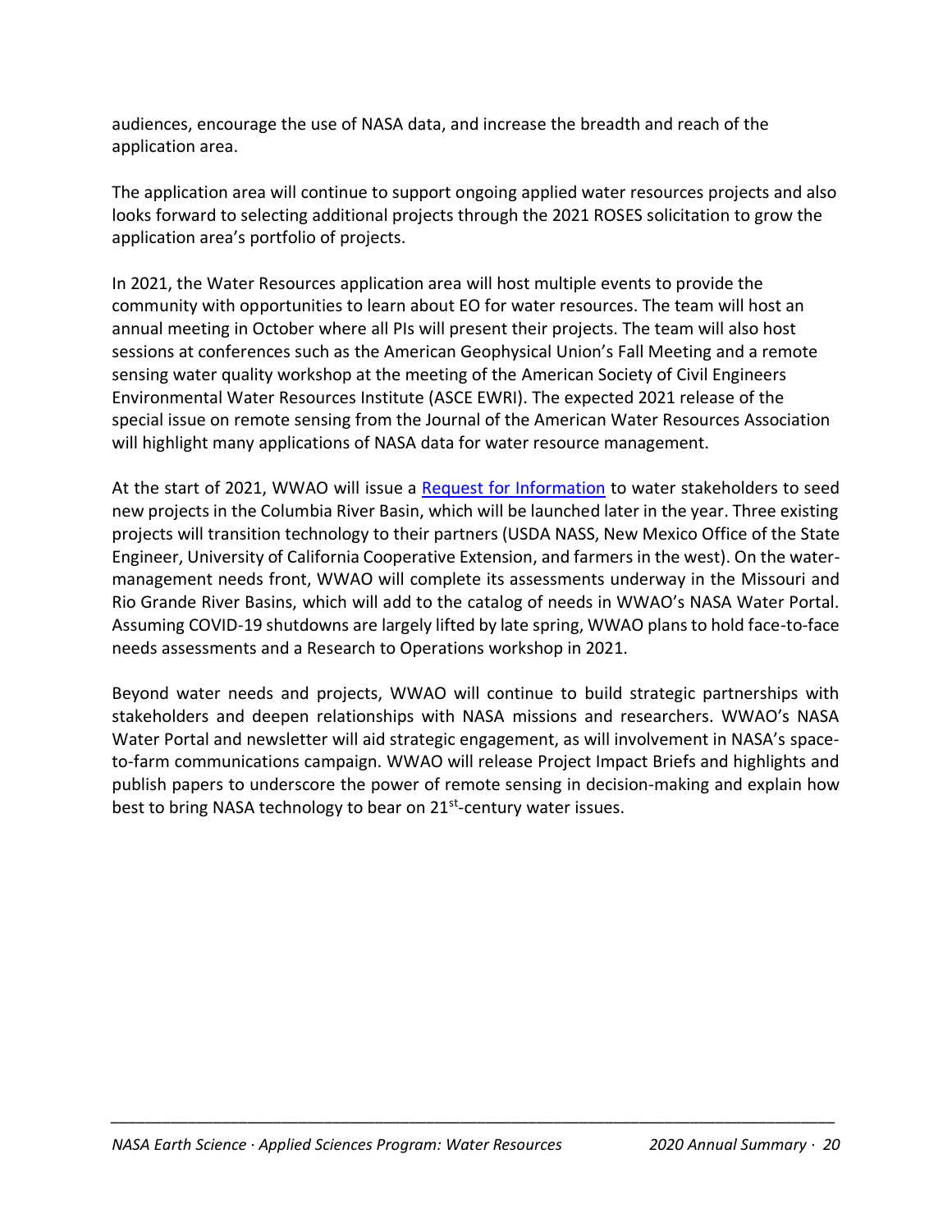audiences, encourage the use of NASA data, and increase the breadth and reach of the application area.

The application area will continue to support ongoing applied water resources projects and also looks forward to selecting additional projects through the 2021 ROSES solicitation to grow the application area's portfolio of projects.

In 2021, the Water Resources application area will host multiple events to provide the community with opportunities to learn about EO for water resources. The team will host an annual meeting in October where all PIs will present their projects. The team will also host sessions at conferences such as the American Geophysical Union's Fall Meeting and a remote sensing water quality workshop at the meeting of the American Society of Civil Engineers Environmental Water Resources Institute (ASCE EWRI). The expected 2021 release of the special issue on remote sensing from the Journal of the American Water Resources Association will highlight many applications of NASA data for water resource management.

At the start of 2021, WWAO will issue a [Request for Information](#) to water stakeholders to seed new projects in the Columbia River Basin, which will be launched later in the year. Three existing projects will transition technology to their partners (USDA NASS, New Mexico Office of the State Engineer, University of California Cooperative Extension, and farmers in the west). On the water-management needs front, WWAO will complete its assessments underway in the Missouri and Rio Grande River Basins, which will add to the catalog of needs in WWAO's NASA Water Portal. Assuming COVID-19 shutdowns are largely lifted by late spring, WWAO plans to hold face-to-face needs assessments and a Research to Operations workshop in 2021.

Beyond water needs and projects, WWAO will continue to build strategic partnerships with stakeholders and deepen relationships with NASA missions and researchers. WWAO's NASA Water Portal and newsletter will aid strategic engagement, as will involvement in NASA's space-to-farm communications campaign. WWAO will release Project Impact Briefs and highlights and publish papers to underscore the power of remote sensing in decision-making and explain how best to bring NASA technology to bear on 21st-century water issues.